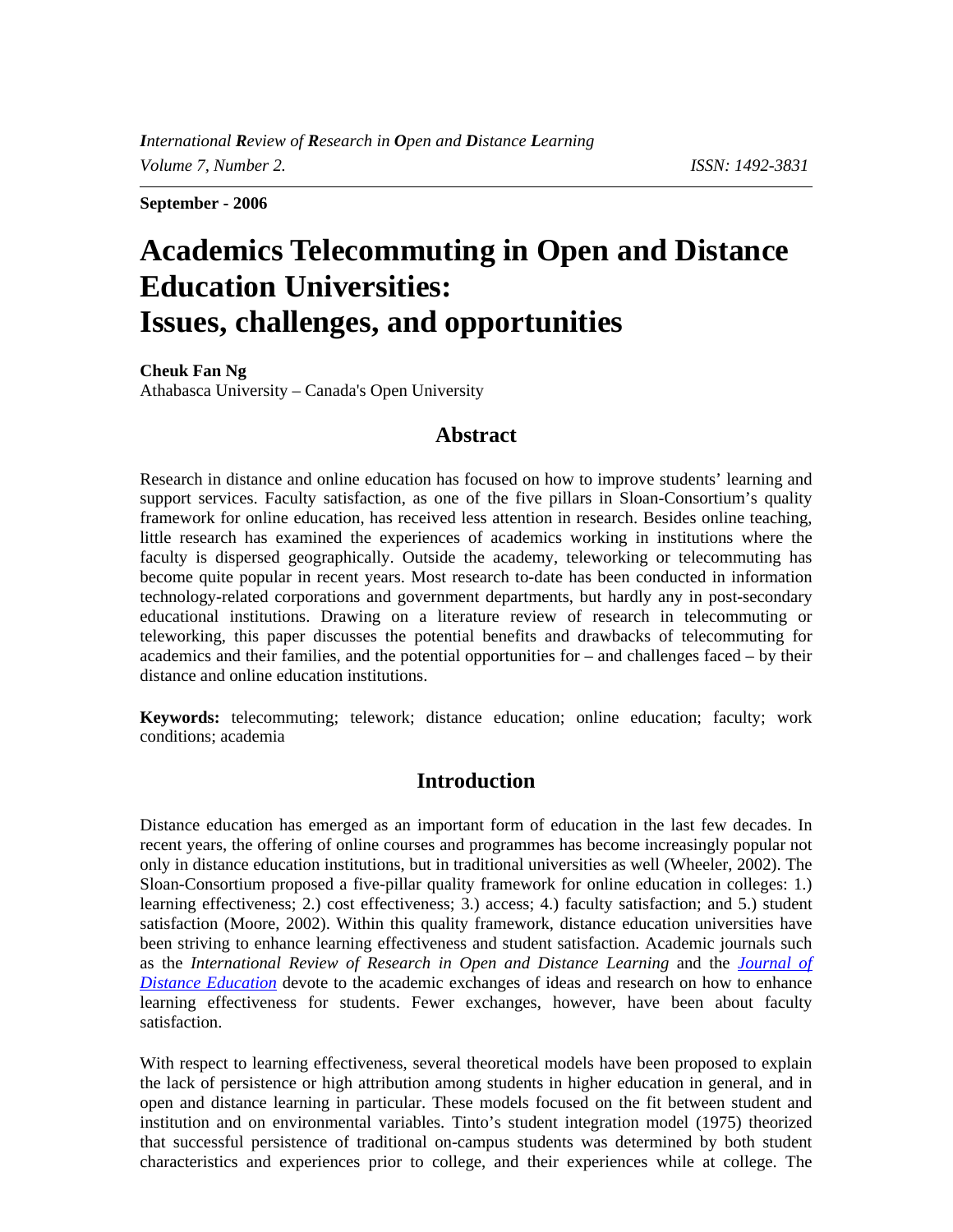# Academics Telecommuting in Open and Distance Education Universities: Issues, challenges, and opportunities

**September - 2006**

**Cheuk Fan Ng**
Athabasca University – Canada's Open University

## Abstract

Research in distance and online education has focused on how to improve students' learning and support services. Faculty satisfaction, as one of the five pillars in Sloan-Consortium's quality framework for online education, has received less attention in research. Besides online teaching, little research has examined the experiences of academics working in institutions where the faculty is dispersed geographically. Outside the academy, teleworking or telecommuting has become quite popular in recent years. Most research to-date has been conducted in information technology-related corporations and government departments, but hardly any in post-secondary educational institutions. Drawing on a literature review of research in telecommuting or teleworking, this paper discusses the potential benefits and drawbacks of telecommuting for academics and their families, and the potential opportunities for – and challenges faced – by their distance and online education institutions.

**Keywords:** telecommuting; telework; distance education; online education; faculty; work conditions; academia

## Introduction

Distance education has emerged as an important form of education in the last few decades. In recent years, the offering of online courses and programmes has become increasingly popular not only in distance education institutions, but in traditional universities as well (Wheeler, 2002). The Sloan-Consortium proposed a five-pillar quality framework for online education in colleges: 1.) learning effectiveness; 2.) cost effectiveness; 3.) access; 4.) faculty satisfaction; and 5.) student satisfaction (Moore, 2002). Within this quality framework, distance education universities have been striving to enhance learning effectiveness and student satisfaction. Academic journals such as the *International Review of Research in Open and Distance Learning* and the *Journal of Distance Education* devote to the academic exchanges of ideas and research on how to enhance learning effectiveness for students. Fewer exchanges, however, have been about faculty satisfaction.

With respect to learning effectiveness, several theoretical models have been proposed to explain the lack of persistence or high attribution among students in higher education in general, and in open and distance learning in particular. These models focused on the fit between student and institution and on environmental variables. Tinto's student integration model (1975) theorized that successful persistence of traditional on-campus students was determined by both student characteristics and experiences prior to college, and their experiences while at college. The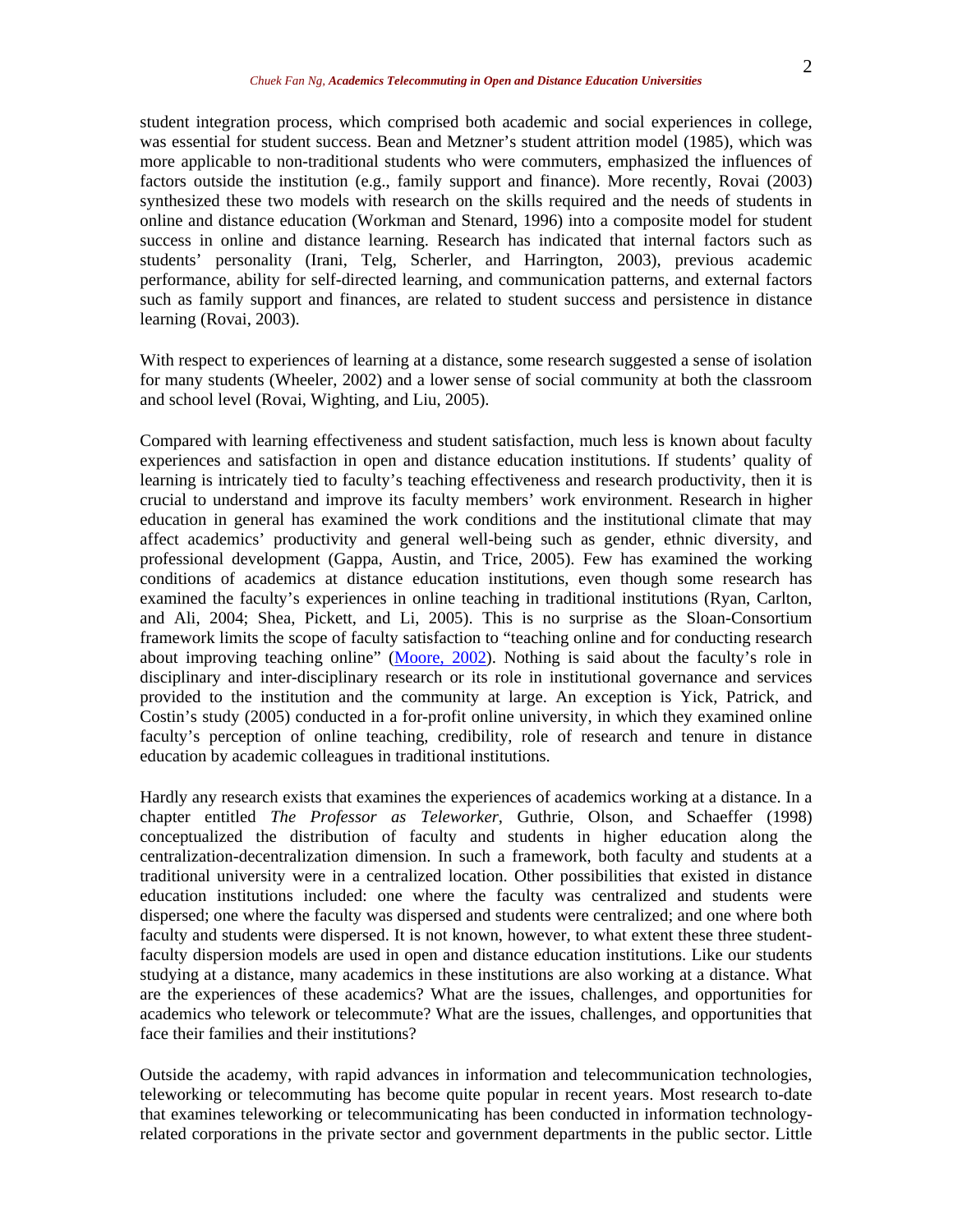student integration process, which comprised both academic and social experiences in college, was essential for student success. Bean and Metzner's student attrition model (1985), which was more applicable to non-traditional students who were commuters, emphasized the influences of factors outside the institution (e.g., family support and finance). More recently, Rovai (2003) synthesized these two models with research on the skills required and the needs of students in online and distance education (Workman and Stenard, 1996) into a composite model for student success in online and distance learning. Research has indicated that internal factors such as students' personality (Irani, Telg, Scherler, and Harrington, 2003), previous academic performance, ability for self-directed learning, and communication patterns, and external factors such as family support and finances, are related to student success and persistence in distance learning (Rovai, 2003).

With respect to experiences of learning at a distance, some research suggested a sense of isolation for many students (Wheeler, 2002) and a lower sense of social community at both the classroom and school level (Rovai, Wighting, and Liu, 2005).

Compared with learning effectiveness and student satisfaction, much less is known about faculty experiences and satisfaction in open and distance education institutions. If students' quality of learning is intricately tied to faculty's teaching effectiveness and research productivity, then it is crucial to understand and improve its faculty members' work environment. Research in higher education in general has examined the work conditions and the institutional climate that may affect academics' productivity and general well-being such as gender, ethnic diversity, and professional development (Gappa, Austin, and Trice, 2005). Few has examined the working conditions of academics at distance education institutions, even though some research has examined the faculty's experiences in online teaching in traditional institutions (Ryan, Carlton, and Ali, 2004; Shea, Pickett, and Li, 2005). This is no surprise as the Sloan-Consortium framework limits the scope of faculty satisfaction to "teaching online and for conducting research about improving teaching online" (Moore, 2002). Nothing is said about the faculty's role in disciplinary and inter-disciplinary research or its role in institutional governance and services provided to the institution and the community at large. An exception is Yick, Patrick, and Costin's study (2005) conducted in a for-profit online university, in which they examined online faculty's perception of online teaching, credibility, role of research and tenure in distance education by academic colleagues in traditional institutions.

Hardly any research exists that examines the experiences of academics working at a distance. In a chapter entitled *The Professor as Teleworker*, Guthrie, Olson, and Schaeffer (1998) conceptualized the distribution of faculty and students in higher education along the centralization-decentralization dimension. In such a framework, both faculty and students at a traditional university were in a centralized location. Other possibilities that existed in distance education institutions included: one where the faculty was centralized and students were dispersed; one where the faculty was dispersed and students were centralized; and one where both faculty and students were dispersed. It is not known, however, to what extent these three student-faculty dispersion models are used in open and distance education institutions. Like our students studying at a distance, many academics in these institutions are also working at a distance. What are the experiences of these academics? What are the issues, challenges, and opportunities for academics who telework or telecommute? What are the issues, challenges, and opportunities that face their families and their institutions?

Outside the academy, with rapid advances in information and telecommunication technologies, teleworking or telecommuting has become quite popular in recent years. Most research to-date that examines teleworking or telecommunicating has been conducted in information technology-related corporations in the private sector and government departments in the public sector. Little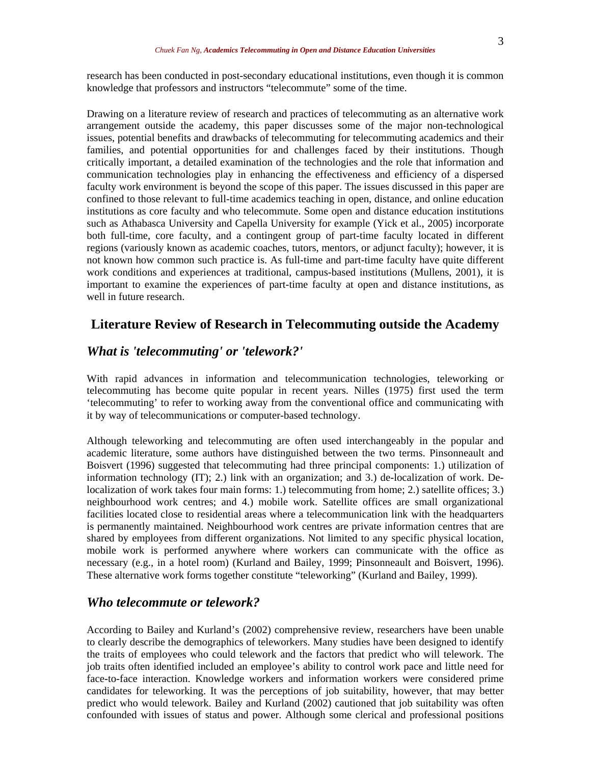research has been conducted in post-secondary educational institutions, even though it is common knowledge that professors and instructors "telecommute" some of the time.

Drawing on a literature review of research and practices of telecommuting as an alternative work arrangement outside the academy, this paper discusses some of the major non-technological issues, potential benefits and drawbacks of telecommuting for telecommuting academics and their families, and potential opportunities for and challenges faced by their institutions. Though critically important, a detailed examination of the technologies and the role that information and communication technologies play in enhancing the effectiveness and efficiency of a dispersed faculty work environment is beyond the scope of this paper. The issues discussed in this paper are confined to those relevant to full-time academics teaching in open, distance, and online education institutions as core faculty and who telecommute. Some open and distance education institutions such as Athabasca University and Capella University for example (Yick et al., 2005) incorporate both full-time, core faculty, and a contingent group of part-time faculty located in different regions (variously known as academic coaches, tutors, mentors, or adjunct faculty); however, it is not known how common such practice is. As full-time and part-time faculty have quite different work conditions and experiences at traditional, campus-based institutions (Mullens, 2001), it is important to examine the experiences of part-time faculty at open and distance institutions, as well in future research.

## Literature Review of Research in Telecommuting outside the Academy

### *What is 'telecommuting' or 'telework?'*

With rapid advances in information and telecommunication technologies, teleworking or telecommuting has become quite popular in recent years. Nilles (1975) first used the term 'telecommuting' to refer to working away from the conventional office and communicating with it by way of telecommunications or computer-based technology.

Although teleworking and telecommuting are often used interchangeably in the popular and academic literature, some authors have distinguished between the two terms. Pinsonneault and Boisvert (1996) suggested that telecommuting had three principal components: 1.) utilization of information technology (IT); 2.) link with an organization; and 3.) de-localization of work. De-localization of work takes four main forms: 1.) telecommuting from home; 2.) satellite offices; 3.) neighbourhood work centres; and 4.) mobile work. Satellite offices are small organizational facilities located close to residential areas where a telecommunication link with the headquarters is permanently maintained. Neighbourhood work centres are private information centres that are shared by employees from different organizations. Not limited to any specific physical location, mobile work is performed anywhere where workers can communicate with the office as necessary (e.g., in a hotel room) (Kurland and Bailey, 1999; Pinsonneault and Boisvert, 1996). These alternative work forms together constitute "teleworking" (Kurland and Bailey, 1999).

### *Who telecommute or telework?*

According to Bailey and Kurland's (2002) comprehensive review, researchers have been unable to clearly describe the demographics of teleworkers. Many studies have been designed to identify the traits of employees who could telework and the factors that predict who will telework. The job traits often identified included an employee's ability to control work pace and little need for face-to-face interaction. Knowledge workers and information workers were considered prime candidates for teleworking. It was the perceptions of job suitability, however, that may better predict who would telework. Bailey and Kurland (2002) cautioned that job suitability was often confounded with issues of status and power. Although some clerical and professional positions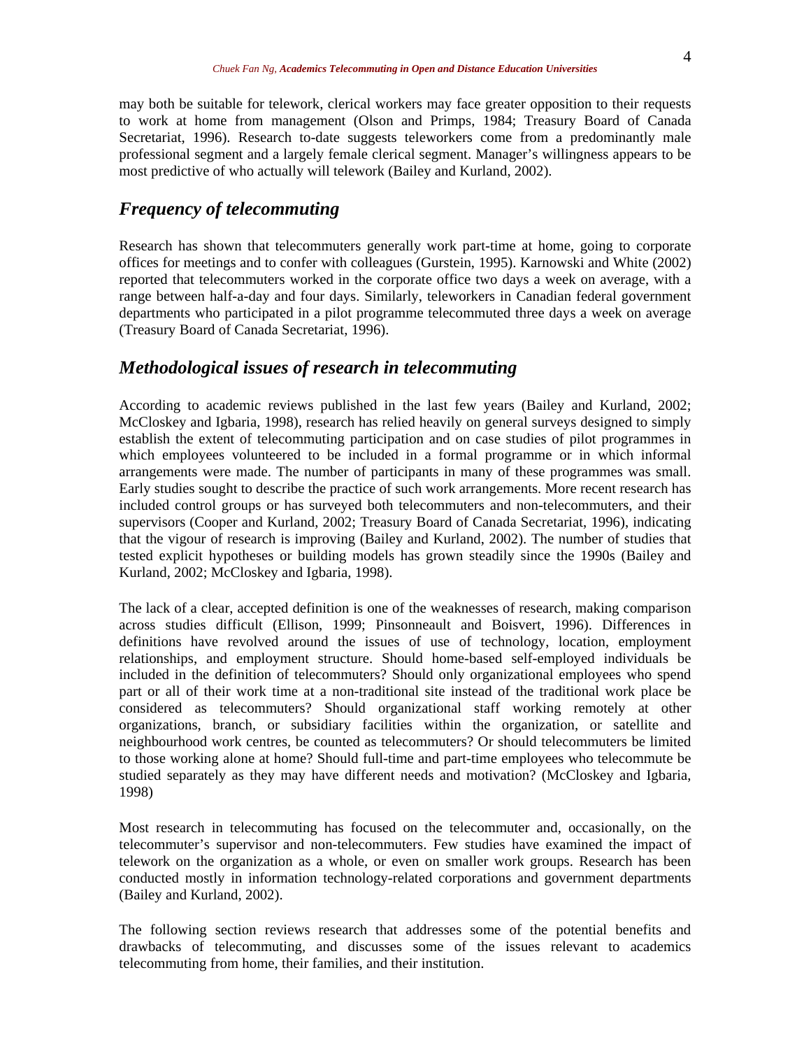may both be suitable for telework, clerical workers may face greater opposition to their requests to work at home from management (Olson and Primps, 1984; Treasury Board of Canada Secretariat, 1996). Research to-date suggests teleworkers come from a predominantly male professional segment and a largely female clerical segment. Manager's willingness appears to be most predictive of who actually will telework (Bailey and Kurland, 2002).

## *Frequency of telecommuting*

Research has shown that telecommuters generally work part-time at home, going to corporate offices for meetings and to confer with colleagues (Gurstein, 1995). Karnowski and White (2002) reported that telecommuters worked in the corporate office two days a week on average, with a range between half-a-day and four days. Similarly, teleworkers in Canadian federal government departments who participated in a pilot programme telecommuted three days a week on average (Treasury Board of Canada Secretariat, 1996).

## *Methodological issues of research in telecommuting*

According to academic reviews published in the last few years (Bailey and Kurland, 2002; McCloskey and Igbaria, 1998), research has relied heavily on general surveys designed to simply establish the extent of telecommuting participation and on case studies of pilot programmes in which employees volunteered to be included in a formal programme or in which informal arrangements were made. The number of participants in many of these programmes was small. Early studies sought to describe the practice of such work arrangements. More recent research has included control groups or has surveyed both telecommuters and non-telecommuters, and their supervisors (Cooper and Kurland, 2002; Treasury Board of Canada Secretariat, 1996), indicating that the vigour of research is improving (Bailey and Kurland, 2002). The number of studies that tested explicit hypotheses or building models has grown steadily since the 1990s (Bailey and Kurland, 2002; McCloskey and Igbaria, 1998).

The lack of a clear, accepted definition is one of the weaknesses of research, making comparison across studies difficult (Ellison, 1999; Pinsonneault and Boisvert, 1996). Differences in definitions have revolved around the issues of use of technology, location, employment relationships, and employment structure. Should home-based self-employed individuals be included in the definition of telecommuters? Should only organizational employees who spend part or all of their work time at a non-traditional site instead of the traditional work place be considered as telecommuters? Should organizational staff working remotely at other organizations, branch, or subsidiary facilities within the organization, or satellite and neighbourhood work centres, be counted as telecommuters? Or should telecommuters be limited to those working alone at home? Should full-time and part-time employees who telecommute be studied separately as they may have different needs and motivation? (McCloskey and Igbaria, 1998)

Most research in telecommuting has focused on the telecommuter and, occasionally, on the telecommuter's supervisor and non-telecommuters. Few studies have examined the impact of telework on the organization as a whole, or even on smaller work groups. Research has been conducted mostly in information technology-related corporations and government departments (Bailey and Kurland, 2002).

The following section reviews research that addresses some of the potential benefits and drawbacks of telecommuting, and discusses some of the issues relevant to academics telecommuting from home, their families, and their institution.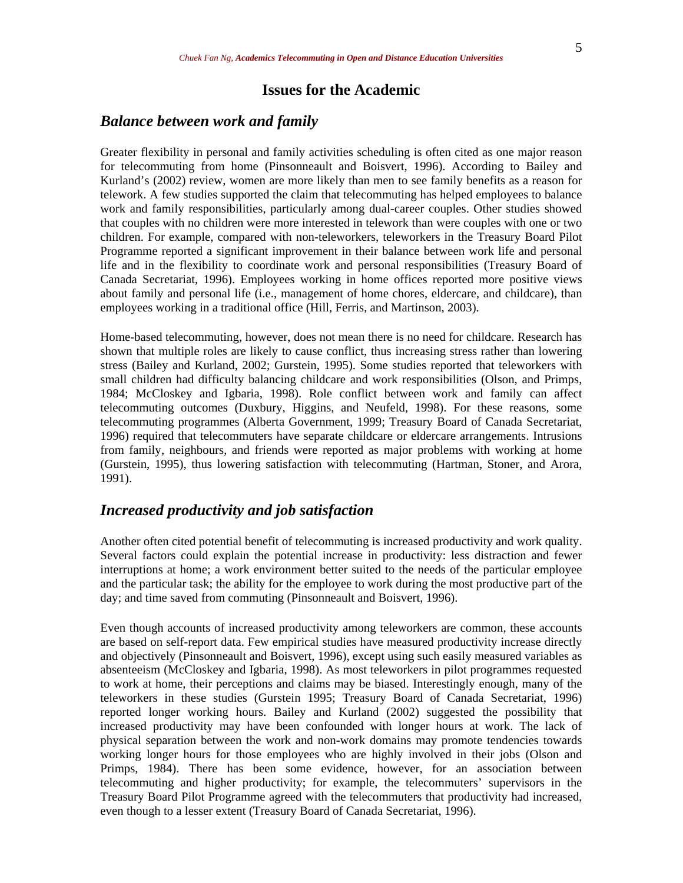## Issues for the Academic

### *Balance between work and family*

Greater flexibility in personal and family activities scheduling is often cited as one major reason for telecommuting from home (Pinsonneault and Boisvert, 1996). According to Bailey and Kurland's (2002) review, women are more likely than men to see family benefits as a reason for telework. A few studies supported the claim that telecommuting has helped employees to balance work and family responsibilities, particularly among dual-career couples. Other studies showed that couples with no children were more interested in telework than were couples with one or two children. For example, compared with non-teleworkers, teleworkers in the Treasury Board Pilot Programme reported a significant improvement in their balance between work life and personal life and in the flexibility to coordinate work and personal responsibilities (Treasury Board of Canada Secretariat, 1996). Employees working in home offices reported more positive views about family and personal life (i.e., management of home chores, eldercare, and childcare), than employees working in a traditional office (Hill, Ferris, and Martinson, 2003).

Home-based telecommuting, however, does not mean there is no need for childcare. Research has shown that multiple roles are likely to cause conflict, thus increasing stress rather than lowering stress (Bailey and Kurland, 2002; Gurstein, 1995). Some studies reported that teleworkers with small children had difficulty balancing childcare and work responsibilities (Olson, and Primps, 1984; McCloskey and Igbaria, 1998). Role conflict between work and family can affect telecommuting outcomes (Duxbury, Higgins, and Neufeld, 1998). For these reasons, some telecommuting programmes (Alberta Government, 1999; Treasury Board of Canada Secretariat, 1996) required that telecommuters have separate childcare or eldercare arrangements. Intrusions from family, neighbours, and friends were reported as major problems with working at home (Gurstein, 1995), thus lowering satisfaction with telecommuting (Hartman, Stoner, and Arora, 1991).

### *Increased productivity and job satisfaction*

Another often cited potential benefit of telecommuting is increased productivity and work quality. Several factors could explain the potential increase in productivity: less distraction and fewer interruptions at home; a work environment better suited to the needs of the particular employee and the particular task; the ability for the employee to work during the most productive part of the day; and time saved from commuting (Pinsonneault and Boisvert, 1996).

Even though accounts of increased productivity among teleworkers are common, these accounts are based on self-report data. Few empirical studies have measured productivity increase directly and objectively (Pinsonneault and Boisvert, 1996), except using such easily measured variables as absenteeism (McCloskey and Igbaria, 1998). As most teleworkers in pilot programmes requested to work at home, their perceptions and claims may be biased. Interestingly enough, many of the teleworkers in these studies (Gurstein 1995; Treasury Board of Canada Secretariat, 1996) reported longer working hours. Bailey and Kurland (2002) suggested the possibility that increased productivity may have been confounded with longer hours at work. The lack of physical separation between the work and non-work domains may promote tendencies towards working longer hours for those employees who are highly involved in their jobs (Olson and Primps, 1984). There has been some evidence, however, for an association between telecommuting and higher productivity; for example, the telecommuters' supervisors in the Treasury Board Pilot Programme agreed with the telecommuters that productivity had increased, even though to a lesser extent (Treasury Board of Canada Secretariat, 1996).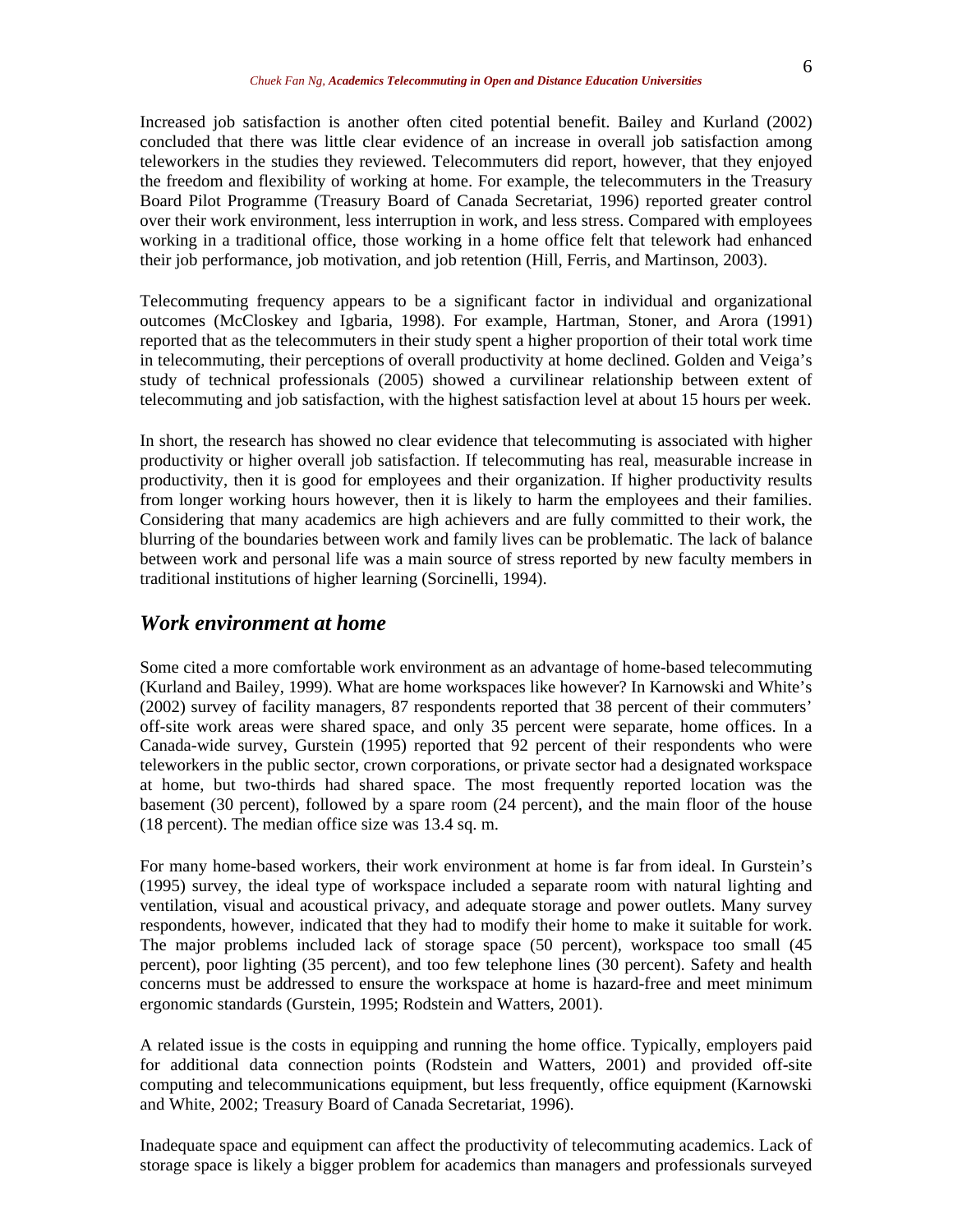Increased job satisfaction is another often cited potential benefit. Bailey and Kurland (2002) concluded that there was little clear evidence of an increase in overall job satisfaction among teleworkers in the studies they reviewed. Telecommuters did report, however, that they enjoyed the freedom and flexibility of working at home. For example, the telecommuters in the Treasury Board Pilot Programme (Treasury Board of Canada Secretariat, 1996) reported greater control over their work environment, less interruption in work, and less stress. Compared with employees working in a traditional office, those working in a home office felt that telework had enhanced their job performance, job motivation, and job retention (Hill, Ferris, and Martinson, 2003).

Telecommuting frequency appears to be a significant factor in individual and organizational outcomes (McCloskey and Igbaria, 1998). For example, Hartman, Stoner, and Arora (1991) reported that as the telecommuters in their study spent a higher proportion of their total work time in telecommuting, their perceptions of overall productivity at home declined. Golden and Veiga's study of technical professionals (2005) showed a curvilinear relationship between extent of telecommuting and job satisfaction, with the highest satisfaction level at about 15 hours per week.

In short, the research has showed no clear evidence that telecommuting is associated with higher productivity or higher overall job satisfaction. If telecommuting has real, measurable increase in productivity, then it is good for employees and their organization. If higher productivity results from longer working hours however, then it is likely to harm the employees and their families. Considering that many academics are high achievers and are fully committed to their work, the blurring of the boundaries between work and family lives can be problematic. The lack of balance between work and personal life was a main source of stress reported by new faculty members in traditional institutions of higher learning (Sorcinelli, 1994).

## *Work environment at home*

Some cited a more comfortable work environment as an advantage of home-based telecommuting (Kurland and Bailey, 1999). What are home workspaces like however? In Karnowski and White's (2002) survey of facility managers, 87 respondents reported that 38 percent of their commuters' off-site work areas were shared space, and only 35 percent were separate, home offices. In a Canada-wide survey, Gurstein (1995) reported that 92 percent of their respondents who were teleworkers in the public sector, crown corporations, or private sector had a designated workspace at home, but two-thirds had shared space. The most frequently reported location was the basement (30 percent), followed by a spare room (24 percent), and the main floor of the house (18 percent). The median office size was 13.4 sq. m.

For many home-based workers, their work environment at home is far from ideal. In Gurstein's (1995) survey, the ideal type of workspace included a separate room with natural lighting and ventilation, visual and acoustical privacy, and adequate storage and power outlets. Many survey respondents, however, indicated that they had to modify their home to make it suitable for work. The major problems included lack of storage space (50 percent), workspace too small (45 percent), poor lighting (35 percent), and too few telephone lines (30 percent). Safety and health concerns must be addressed to ensure the workspace at home is hazard-free and meet minimum ergonomic standards (Gurstein, 1995; Rodstein and Watters, 2001).

A related issue is the costs in equipping and running the home office. Typically, employers paid for additional data connection points (Rodstein and Watters, 2001) and provided off-site computing and telecommunications equipment, but less frequently, office equipment (Karnowski and White, 2002; Treasury Board of Canada Secretariat, 1996).

Inadequate space and equipment can affect the productivity of telecommuting academics. Lack of storage space is likely a bigger problem for academics than managers and professionals surveyed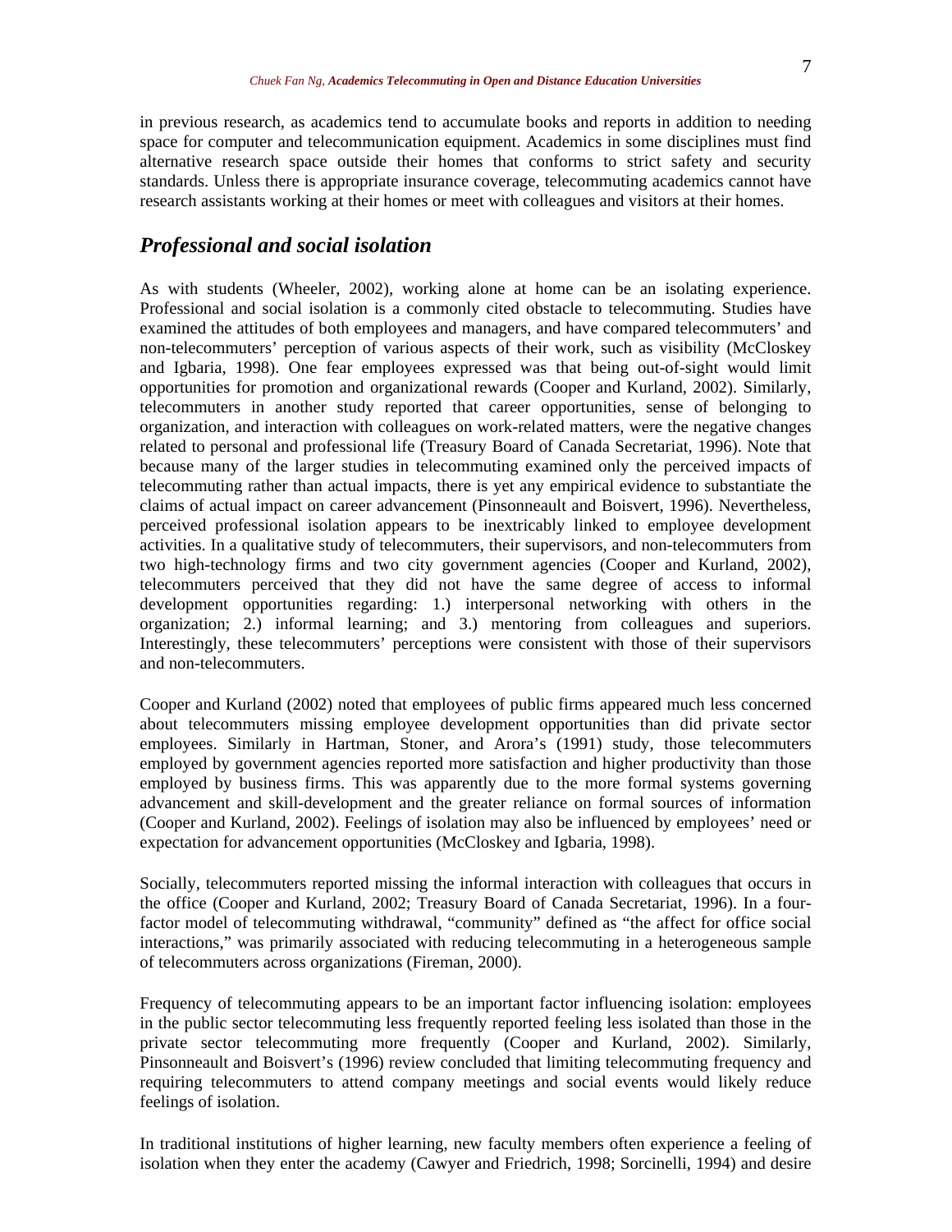in previous research, as academics tend to accumulate books and reports in addition to needing space for computer and telecommunication equipment. Academics in some disciplines must find alternative research space outside their homes that conforms to strict safety and security standards. Unless there is appropriate insurance coverage, telecommuting academics cannot have research assistants working at their homes or meet with colleagues and visitors at their homes.

## *Professional and social isolation*

As with students (Wheeler, 2002), working alone at home can be an isolating experience. Professional and social isolation is a commonly cited obstacle to telecommuting. Studies have examined the attitudes of both employees and managers, and have compared telecommuters' and non-telecommuters' perception of various aspects of their work, such as visibility (McCloskey and Igbaria, 1998). One fear employees expressed was that being out-of-sight would limit opportunities for promotion and organizational rewards (Cooper and Kurland, 2002). Similarly, telecommuters in another study reported that career opportunities, sense of belonging to organization, and interaction with colleagues on work-related matters, were the negative changes related to personal and professional life (Treasury Board of Canada Secretariat, 1996). Note that because many of the larger studies in telecommuting examined only the perceived impacts of telecommuting rather than actual impacts, there is yet any empirical evidence to substantiate the claims of actual impact on career advancement (Pinsonneault and Boisvert, 1996). Nevertheless, perceived professional isolation appears to be inextricably linked to employee development activities. In a qualitative study of telecommuters, their supervisors, and non-telecommuters from two high-technology firms and two city government agencies (Cooper and Kurland, 2002), telecommuters perceived that they did not have the same degree of access to informal development opportunities regarding: 1.) interpersonal networking with others in the organization; 2.) informal learning; and 3.) mentoring from colleagues and superiors. Interestingly, these telecommuters' perceptions were consistent with those of their supervisors and non-telecommuters.

Cooper and Kurland (2002) noted that employees of public firms appeared much less concerned about telecommuters missing employee development opportunities than did private sector employees. Similarly in Hartman, Stoner, and Arora's (1991) study, those telecommuters employed by government agencies reported more satisfaction and higher productivity than those employed by business firms. This was apparently due to the more formal systems governing advancement and skill-development and the greater reliance on formal sources of information (Cooper and Kurland, 2002). Feelings of isolation may also be influenced by employees' need or expectation for advancement opportunities (McCloskey and Igbaria, 1998).

Socially, telecommuters reported missing the informal interaction with colleagues that occurs in the office (Cooper and Kurland, 2002; Treasury Board of Canada Secretariat, 1996). In a four-factor model of telecommuting withdrawal, "community" defined as "the affect for office social interactions," was primarily associated with reducing telecommuting in a heterogeneous sample of telecommuters across organizations (Fireman, 2000).

Frequency of telecommuting appears to be an important factor influencing isolation: employees in the public sector telecommuting less frequently reported feeling less isolated than those in the private sector telecommuting more frequently (Cooper and Kurland, 2002). Similarly, Pinsonneault and Boisvert's (1996) review concluded that limiting telecommuting frequency and requiring telecommuters to attend company meetings and social events would likely reduce feelings of isolation.

In traditional institutions of higher learning, new faculty members often experience a feeling of isolation when they enter the academy (Cawyer and Friedrich, 1998; Sorcinelli, 1994) and desire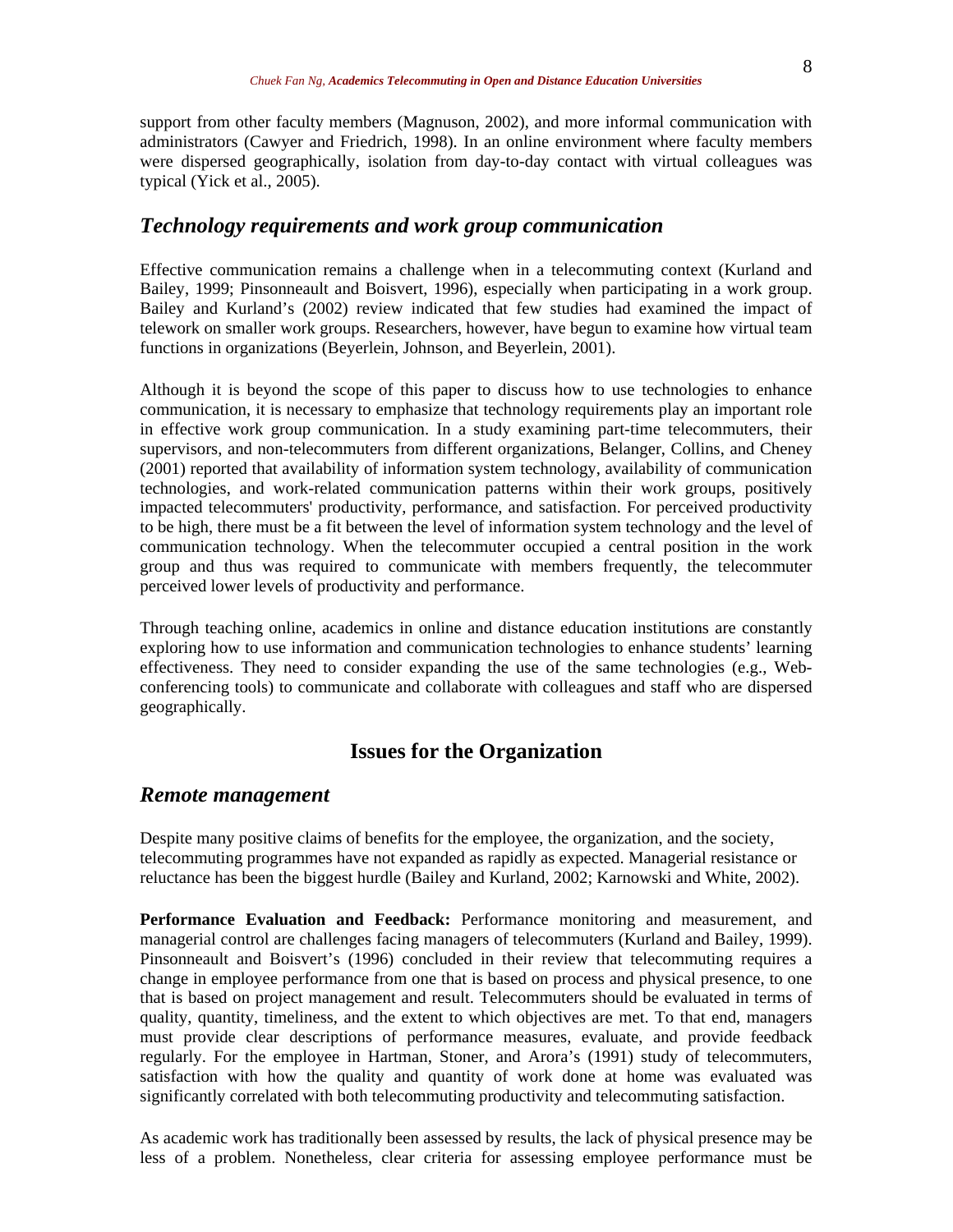support from other faculty members (Magnuson, 2002), and more informal communication with administrators (Cawyer and Friedrich, 1998). In an online environment where faculty members were dispersed geographically, isolation from day-to-day contact with virtual colleagues was typical (Yick et al., 2005).

### *Technology requirements and work group communication*

Effective communication remains a challenge when in a telecommuting context (Kurland and Bailey, 1999; Pinsonneault and Boisvert, 1996), especially when participating in a work group. Bailey and Kurland's (2002) review indicated that few studies had examined the impact of telework on smaller work groups. Researchers, however, have begun to examine how virtual team functions in organizations (Beyerlein, Johnson, and Beyerlein, 2001).

Although it is beyond the scope of this paper to discuss how to use technologies to enhance communication, it is necessary to emphasize that technology requirements play an important role in effective work group communication. In a study examining part-time telecommuters, their supervisors, and non-telecommuters from different organizations, Belanger, Collins, and Cheney (2001) reported that availability of information system technology, availability of communication technologies, and work-related communication patterns within their work groups, positively impacted telecommuters' productivity, performance, and satisfaction. For perceived productivity to be high, there must be a fit between the level of information system technology and the level of communication technology. When the telecommuter occupied a central position in the work group and thus was required to communicate with members frequently, the telecommuter perceived lower levels of productivity and performance.

Through teaching online, academics in online and distance education institutions are constantly exploring how to use information and communication technologies to enhance students' learning effectiveness. They need to consider expanding the use of the same technologies (e.g., Web-conferencing tools) to communicate and collaborate with colleagues and staff who are dispersed geographically.

## Issues for the Organization

### *Remote management*

Despite many positive claims of benefits for the employee, the organization, and the society, telecommuting programmes have not expanded as rapidly as expected. Managerial resistance or reluctance has been the biggest hurdle (Bailey and Kurland, 2002; Karnowski and White, 2002).

**Performance Evaluation and Feedback:** Performance monitoring and measurement, and managerial control are challenges facing managers of telecommuters (Kurland and Bailey, 1999). Pinsonneault and Boisvert's (1996) concluded in their review that telecommuting requires a change in employee performance from one that is based on process and physical presence, to one that is based on project management and result. Telecommuters should be evaluated in terms of quality, quantity, timeliness, and the extent to which objectives are met. To that end, managers must provide clear descriptions of performance measures, evaluate, and provide feedback regularly. For the employee in Hartman, Stoner, and Arora's (1991) study of telecommuters, satisfaction with how the quality and quantity of work done at home was evaluated was significantly correlated with both telecommuting productivity and telecommuting satisfaction.

As academic work has traditionally been assessed by results, the lack of physical presence may be less of a problem. Nonetheless, clear criteria for assessing employee performance must be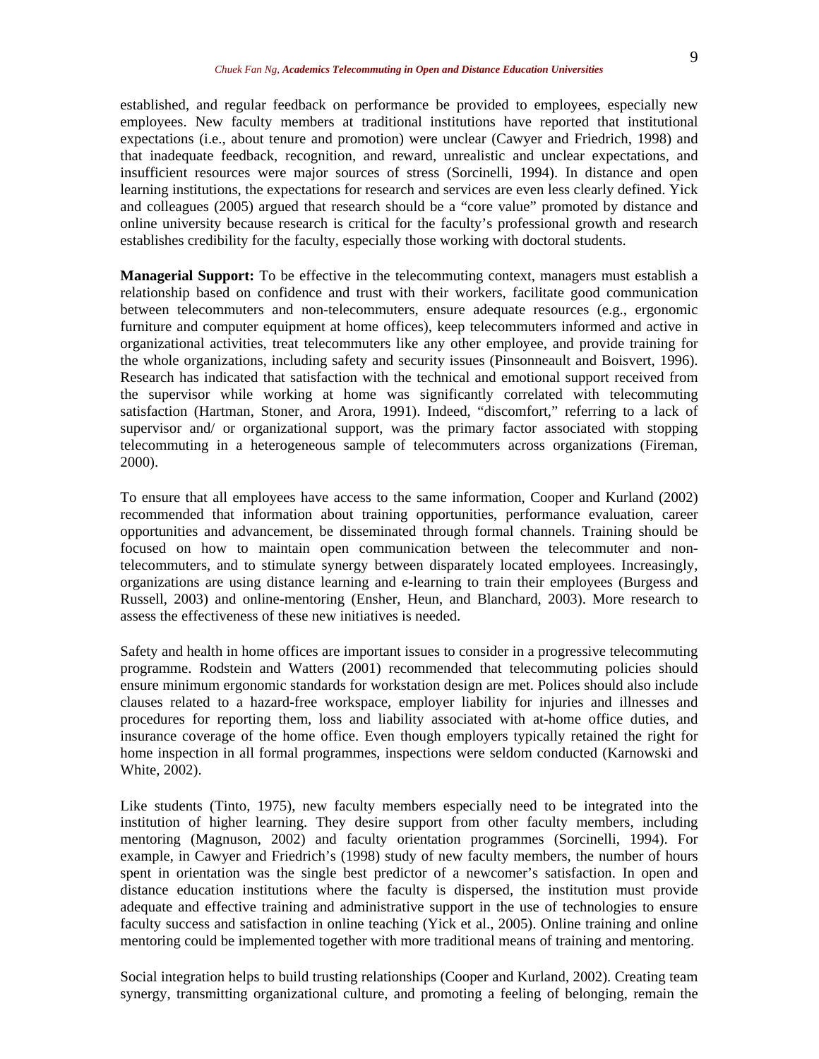established, and regular feedback on performance be provided to employees, especially new employees. New faculty members at traditional institutions have reported that institutional expectations (i.e., about tenure and promotion) were unclear (Cawyer and Friedrich, 1998) and that inadequate feedback, recognition, and reward, unrealistic and unclear expectations, and insufficient resources were major sources of stress (Sorcinelli, 1994). In distance and open learning institutions, the expectations for research and services are even less clearly defined. Yick and colleagues (2005) argued that research should be a "core value" promoted by distance and online university because research is critical for the faculty's professional growth and research establishes credibility for the faculty, especially those working with doctoral students.

**Managerial Support:** To be effective in the telecommuting context, managers must establish a relationship based on confidence and trust with their workers, facilitate good communication between telecommuters and non-telecommuters, ensure adequate resources (e.g., ergonomic furniture and computer equipment at home offices), keep telecommuters informed and active in organizational activities, treat telecommuters like any other employee, and provide training for the whole organizations, including safety and security issues (Pinsonneault and Boisvert, 1996). Research has indicated that satisfaction with the technical and emotional support received from the supervisor while working at home was significantly correlated with telecommuting satisfaction (Hartman, Stoner, and Arora, 1991). Indeed, "discomfort," referring to a lack of supervisor and/ or organizational support, was the primary factor associated with stopping telecommuting in a heterogeneous sample of telecommuters across organizations (Fireman, 2000).

To ensure that all employees have access to the same information, Cooper and Kurland (2002) recommended that information about training opportunities, performance evaluation, career opportunities and advancement, be disseminated through formal channels. Training should be focused on how to maintain open communication between the telecommuter and non-telecommuters, and to stimulate synergy between disparately located employees. Increasingly, organizations are using distance learning and e-learning to train their employees (Burgess and Russell, 2003) and online-mentoring (Ensher, Heun, and Blanchard, 2003). More research to assess the effectiveness of these new initiatives is needed.

Safety and health in home offices are important issues to consider in a progressive telecommuting programme. Rodstein and Watters (2001) recommended that telecommuting policies should ensure minimum ergonomic standards for workstation design are met. Polices should also include clauses related to a hazard-free workspace, employer liability for injuries and illnesses and procedures for reporting them, loss and liability associated with at-home office duties, and insurance coverage of the home office. Even though employers typically retained the right for home inspection in all formal programmes, inspections were seldom conducted (Karnowski and White, 2002).

Like students (Tinto, 1975), new faculty members especially need to be integrated into the institution of higher learning. They desire support from other faculty members, including mentoring (Magnuson, 2002) and faculty orientation programmes (Sorcinelli, 1994). For example, in Cawyer and Friedrich's (1998) study of new faculty members, the number of hours spent in orientation was the single best predictor of a newcomer's satisfaction. In open and distance education institutions where the faculty is dispersed, the institution must provide adequate and effective training and administrative support in the use of technologies to ensure faculty success and satisfaction in online teaching (Yick et al., 2005). Online training and online mentoring could be implemented together with more traditional means of training and mentoring.

Social integration helps to build trusting relationships (Cooper and Kurland, 2002). Creating team synergy, transmitting organizational culture, and promoting a feeling of belonging, remain the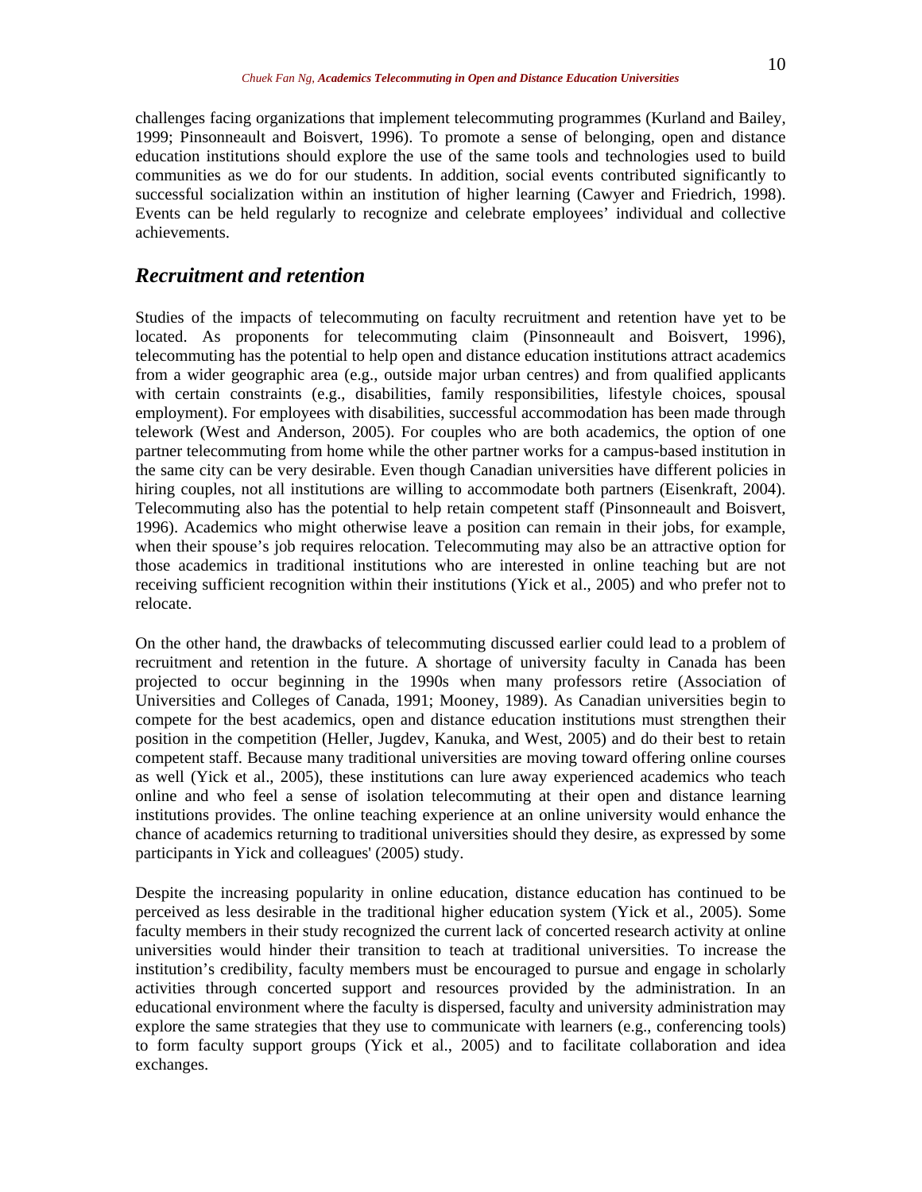challenges facing organizations that implement telecommuting programmes (Kurland and Bailey, 1999; Pinsonneault and Boisvert, 1996). To promote a sense of belonging, open and distance education institutions should explore the use of the same tools and technologies used to build communities as we do for our students. In addition, social events contributed significantly to successful socialization within an institution of higher learning (Cawyer and Friedrich, 1998). Events can be held regularly to recognize and celebrate employees' individual and collective achievements.

## *Recruitment and retention*

Studies of the impacts of telecommuting on faculty recruitment and retention have yet to be located. As proponents for telecommuting claim (Pinsonneault and Boisvert, 1996), telecommuting has the potential to help open and distance education institutions attract academics from a wider geographic area (e.g., outside major urban centres) and from qualified applicants with certain constraints (e.g., disabilities, family responsibilities, lifestyle choices, spousal employment). For employees with disabilities, successful accommodation has been made through telework (West and Anderson, 2005). For couples who are both academics, the option of one partner telecommuting from home while the other partner works for a campus-based institution in the same city can be very desirable. Even though Canadian universities have different policies in hiring couples, not all institutions are willing to accommodate both partners (Eisenkraft, 2004). Telecommuting also has the potential to help retain competent staff (Pinsonneault and Boisvert, 1996). Academics who might otherwise leave a position can remain in their jobs, for example, when their spouse's job requires relocation. Telecommuting may also be an attractive option for those academics in traditional institutions who are interested in online teaching but are not receiving sufficient recognition within their institutions (Yick et al., 2005) and who prefer not to relocate.

On the other hand, the drawbacks of telecommuting discussed earlier could lead to a problem of recruitment and retention in the future. A shortage of university faculty in Canada has been projected to occur beginning in the 1990s when many professors retire (Association of Universities and Colleges of Canada, 1991; Mooney, 1989). As Canadian universities begin to compete for the best academics, open and distance education institutions must strengthen their position in the competition (Heller, Jugdev, Kanuka, and West, 2005) and do their best to retain competent staff. Because many traditional universities are moving toward offering online courses as well (Yick et al., 2005), these institutions can lure away experienced academics who teach online and who feel a sense of isolation telecommuting at their open and distance learning institutions provides. The online teaching experience at an online university would enhance the chance of academics returning to traditional universities should they desire, as expressed by some participants in Yick and colleagues' (2005) study.

Despite the increasing popularity in online education, distance education has continued to be perceived as less desirable in the traditional higher education system (Yick et al., 2005). Some faculty members in their study recognized the current lack of concerted research activity at online universities would hinder their transition to teach at traditional universities. To increase the institution's credibility, faculty members must be encouraged to pursue and engage in scholarly activities through concerted support and resources provided by the administration. In an educational environment where the faculty is dispersed, faculty and university administration may explore the same strategies that they use to communicate with learners (e.g., conferencing tools) to form faculty support groups (Yick et al., 2005) and to facilitate collaboration and idea exchanges.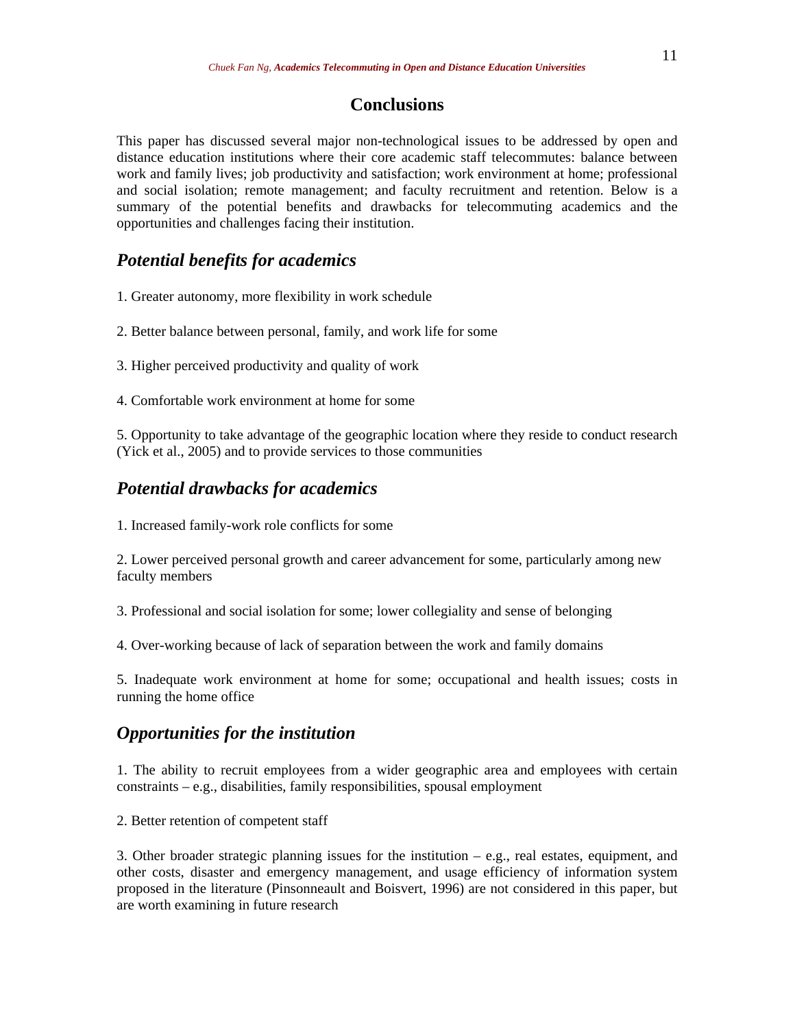## Conclusions

This paper has discussed several major non-technological issues to be addressed by open and distance education institutions where their core academic staff telecommutes: balance between work and family lives; job productivity and satisfaction; work environment at home; professional and social isolation; remote management; and faculty recruitment and retention. Below is a summary of the potential benefits and drawbacks for telecommuting academics and the opportunities and challenges facing their institution.

### *Potential benefits for academics*

1. Greater autonomy, more flexibility in work schedule

2. Better balance between personal, family, and work life for some

3. Higher perceived productivity and quality of work

4. Comfortable work environment at home for some

5. Opportunity to take advantage of the geographic location where they reside to conduct research (Yick et al., 2005) and to provide services to those communities

### *Potential drawbacks for academics*

1. Increased family-work role conflicts for some

2. Lower perceived personal growth and career advancement for some, particularly among new faculty members

3. Professional and social isolation for some; lower collegiality and sense of belonging

4. Over-working because of lack of separation between the work and family domains

5. Inadequate work environment at home for some; occupational and health issues; costs in running the home office

### *Opportunities for the institution*

1. The ability to recruit employees from a wider geographic area and employees with certain constraints – e.g., disabilities, family responsibilities, spousal employment

2. Better retention of competent staff

3. Other broader strategic planning issues for the institution – e.g., real estates, equipment, and other costs, disaster and emergency management, and usage efficiency of information system proposed in the literature (Pinsonneault and Boisvert, 1996) are not considered in this paper, but are worth examining in future research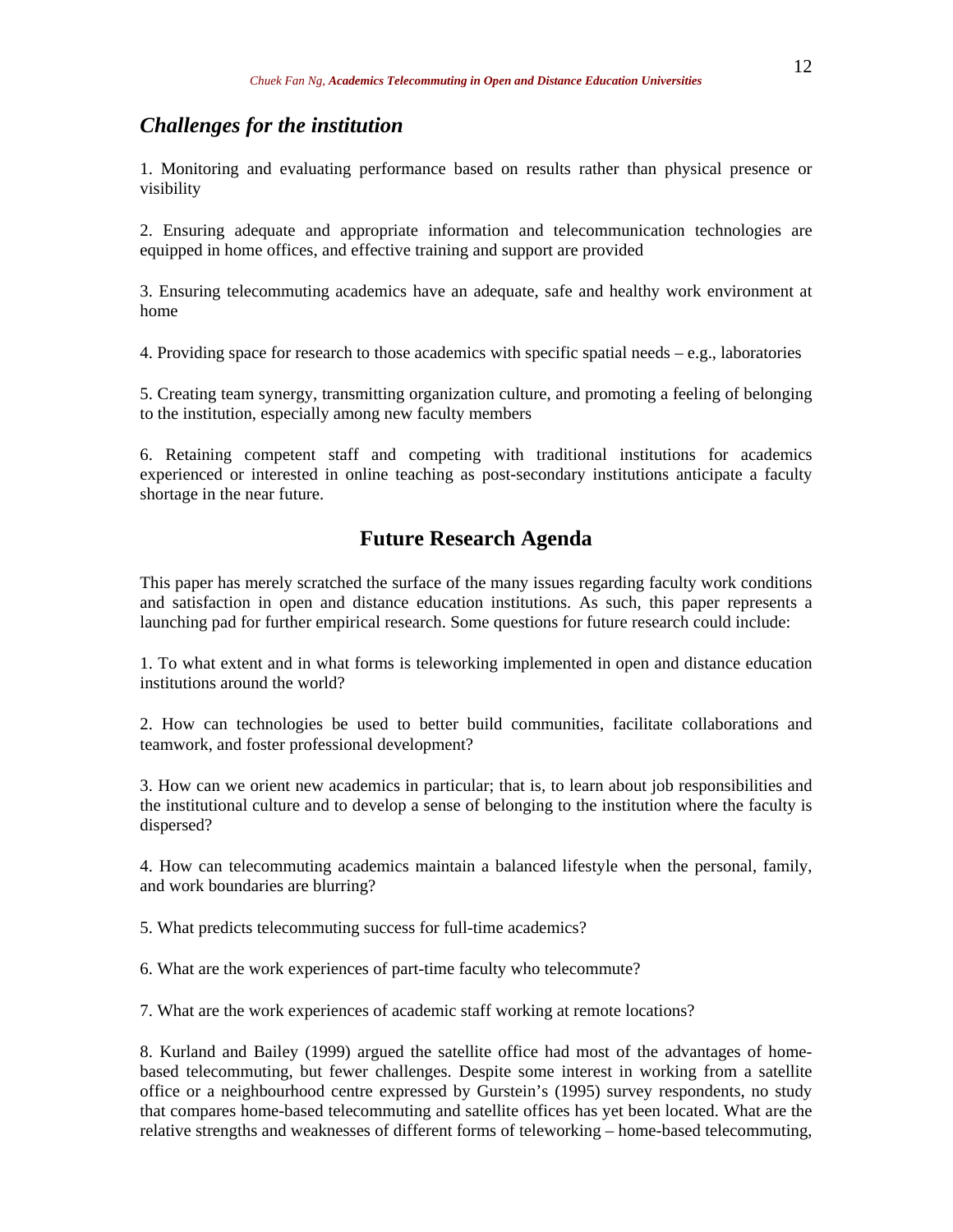### *Challenges for the institution*

1. Monitoring and evaluating performance based on results rather than physical presence or visibility

2. Ensuring adequate and appropriate information and telecommunication technologies are equipped in home offices, and effective training and support are provided

3. Ensuring telecommuting academics have an adequate, safe and healthy work environment at home

4. Providing space for research to those academics with specific spatial needs – e.g., laboratories

5. Creating team synergy, transmitting organization culture, and promoting a feeling of belonging to the institution, especially among new faculty members

6. Retaining competent staff and competing with traditional institutions for academics experienced or interested in online teaching as post-secondary institutions anticipate a faculty shortage in the near future.

## Future Research Agenda

This paper has merely scratched the surface of the many issues regarding faculty work conditions and satisfaction in open and distance education institutions. As such, this paper represents a launching pad for further empirical research. Some questions for future research could include:

1. To what extent and in what forms is teleworking implemented in open and distance education institutions around the world?

2. How can technologies be used to better build communities, facilitate collaborations and teamwork, and foster professional development?

3. How can we orient new academics in particular; that is, to learn about job responsibilities and the institutional culture and to develop a sense of belonging to the institution where the faculty is dispersed?

4. How can telecommuting academics maintain a balanced lifestyle when the personal, family, and work boundaries are blurring?

5. What predicts telecommuting success for full-time academics?

6. What are the work experiences of part-time faculty who telecommute?

7. What are the work experiences of academic staff working at remote locations?

8. Kurland and Bailey (1999) argued the satellite office had most of the advantages of home-based telecommuting, but fewer challenges. Despite some interest in working from a satellite office or a neighbourhood centre expressed by Gurstein's (1995) survey respondents, no study that compares home-based telecommuting and satellite offices has yet been located. What are the relative strengths and weaknesses of different forms of teleworking – home-based telecommuting,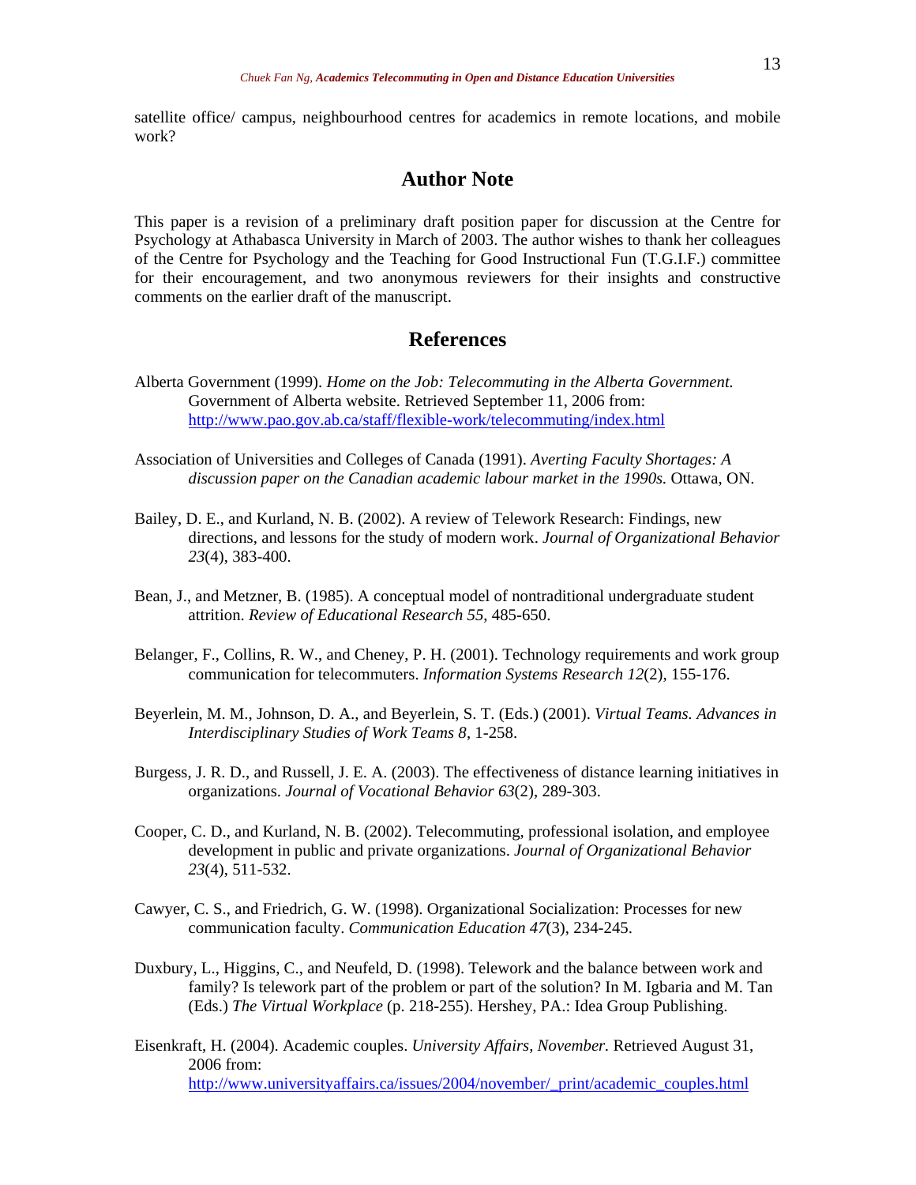satellite office/ campus, neighbourhood centres for academics in remote locations, and mobile work?

## Author Note

This paper is a revision of a preliminary draft position paper for discussion at the Centre for Psychology at Athabasca University in March of 2003. The author wishes to thank her colleagues of the Centre for Psychology and the Teaching for Good Instructional Fun (T.G.I.F.) committee for their encouragement, and two anonymous reviewers for their insights and constructive comments on the earlier draft of the manuscript.

## References

Alberta Government (1999). *Home on the Job: Telecommuting in the Alberta Government.* Government of Alberta website. Retrieved September 11, 2006 from: http://www.pao.gov.ab.ca/staff/flexible-work/telecommuting/index.html

Association of Universities and Colleges of Canada (1991). *Averting Faculty Shortages: A discussion paper on the Canadian academic labour market in the 1990s.* Ottawa, ON.

Bailey, D. E., and Kurland, N. B. (2002). A review of Telework Research: Findings, new directions, and lessons for the study of modern work. *Journal of Organizational Behavior 23*(4), 383-400.

Bean, J., and Metzner, B. (1985). A conceptual model of nontraditional undergraduate student attrition. *Review of Educational Research 55*, 485-650.

Belanger, F., Collins, R. W., and Cheney, P. H. (2001). Technology requirements and work group communication for telecommuters. *Information Systems Research 12*(2), 155-176.

Beyerlein, M. M., Johnson, D. A., and Beyerlein, S. T. (Eds.) (2001). *Virtual Teams. Advances in Interdisciplinary Studies of Work Teams 8*, 1-258.

Burgess, J. R. D., and Russell, J. E. A. (2003). The effectiveness of distance learning initiatives in organizations. *Journal of Vocational Behavior 63*(2), 289-303.

Cooper, C. D., and Kurland, N. B. (2002). Telecommuting, professional isolation, and employee development in public and private organizations. *Journal of Organizational Behavior 23*(4), 511-532.

Cawyer, C. S., and Friedrich, G. W. (1998). Organizational Socialization: Processes for new communication faculty. *Communication Education 47*(3), 234-245.

Duxbury, L., Higgins, C., and Neufeld, D. (1998). Telework and the balance between work and family? Is telework part of the problem or part of the solution? In M. Igbaria and M. Tan (Eds.) *The Virtual Workplace* (p. 218-255). Hershey, PA.: Idea Group Publishing.

Eisenkraft, H. (2004). Academic couples. *University Affairs, November.* Retrieved August 31, 2006 from: http://www.universityaffairs.ca/issues/2004/november/_print/academic_couples.html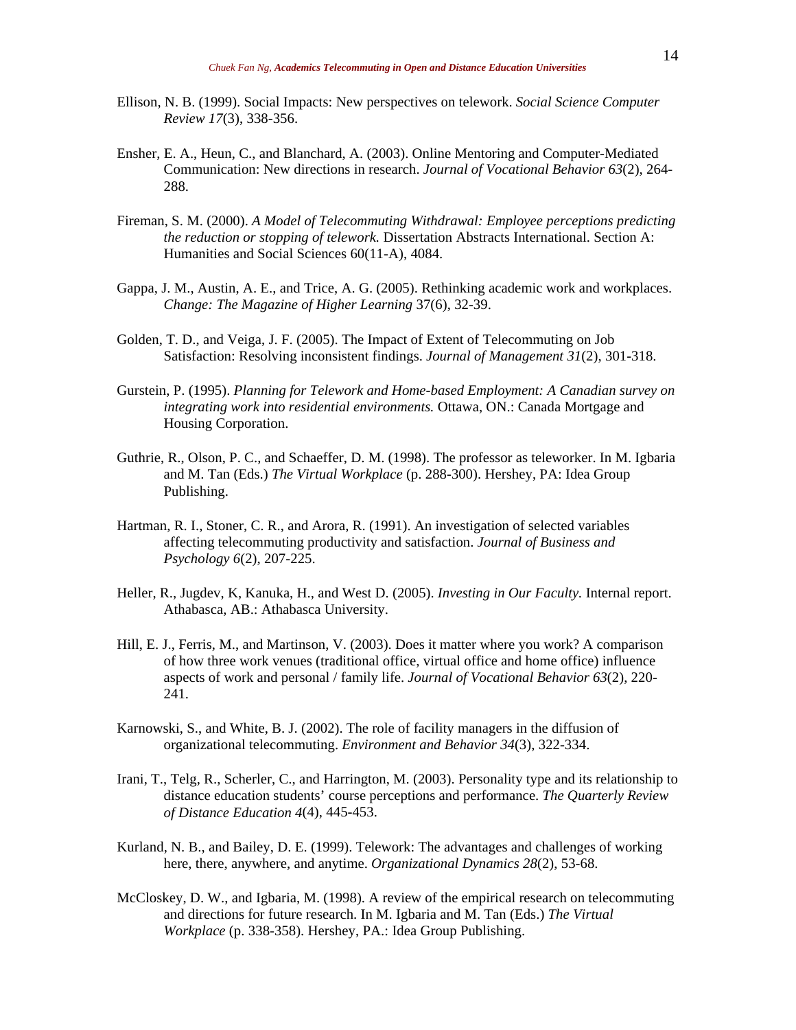Ellison, N. B. (1999). Social Impacts: New perspectives on telework. *Social Science Computer Review 17*(3), 338-356.

Ensher, E. A., Heun, C., and Blanchard, A. (2003). Online Mentoring and Computer-Mediated Communication: New directions in research. *Journal of Vocational Behavior 63*(2), 264-288.

Fireman, S. M. (2000). *A Model of Telecommuting Withdrawal: Employee perceptions predicting the reduction or stopping of telework.* Dissertation Abstracts International. Section A: Humanities and Social Sciences 60(11-A), 4084.

Gappa, J. M., Austin, A. E., and Trice, A. G. (2005). Rethinking academic work and workplaces. *Change: The Magazine of Higher Learning* 37(6), 32-39.

Golden, T. D., and Veiga, J. F. (2005). The Impact of Extent of Telecommuting on Job Satisfaction: Resolving inconsistent findings. *Journal of Management 31*(2), 301-318.

Gurstein, P. (1995). *Planning for Telework and Home-based Employment: A Canadian survey on integrating work into residential environments.* Ottawa, ON.: Canada Mortgage and Housing Corporation.

Guthrie, R., Olson, P. C., and Schaeffer, D. M. (1998). The professor as teleworker. In M. Igbaria and M. Tan (Eds.) *The Virtual Workplace* (p. 288-300). Hershey, PA: Idea Group Publishing.

Hartman, R. I., Stoner, C. R., and Arora, R. (1991). An investigation of selected variables affecting telecommuting productivity and satisfaction. *Journal of Business and Psychology 6*(2), 207-225.

Heller, R., Jugdev, K, Kanuka, H., and West D. (2005). *Investing in Our Faculty.* Internal report. Athabasca, AB.: Athabasca University.

Hill, E. J., Ferris, M., and Martinson, V. (2003). Does it matter where you work? A comparison of how three work venues (traditional office, virtual office and home office) influence aspects of work and personal / family life. *Journal of Vocational Behavior 63*(2), 220-241.

Karnowski, S., and White, B. J. (2002). The role of facility managers in the diffusion of organizational telecommuting. *Environment and Behavior 34*(3), 322-334.

Irani, T., Telg, R., Scherler, C., and Harrington, M. (2003). Personality type and its relationship to distance education students' course perceptions and performance. *The Quarterly Review of Distance Education 4*(4), 445-453.

Kurland, N. B., and Bailey, D. E. (1999). Telework: The advantages and challenges of working here, there, anywhere, and anytime. *Organizational Dynamics 28*(2), 53-68.

McCloskey, D. W., and Igbaria, M. (1998). A review of the empirical research on telecommuting and directions for future research. In M. Igbaria and M. Tan (Eds.) *The Virtual Workplace* (p. 338-358). Hershey, PA.: Idea Group Publishing.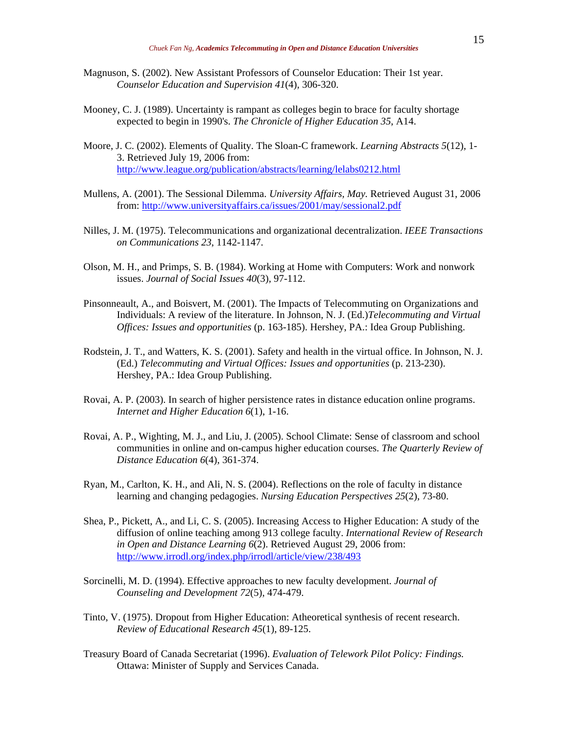Magnuson, S. (2002). New Assistant Professors of Counselor Education: Their 1st year. *Counselor Education and Supervision 41*(4), 306-320.

Mooney, C. J. (1989). Uncertainty is rampant as colleges begin to brace for faculty shortage expected to begin in 1990's. *The Chronicle of Higher Education 35*, A14.

Moore, J. C. (2002). Elements of Quality. The Sloan-C framework. *Learning Abstracts 5*(12), 1-3. Retrieved July 19, 2006 from: http://www.league.org/publication/abstracts/learning/lelabs0212.html

Mullens, A. (2001). The Sessional Dilemma. *University Affairs, May.* Retrieved August 31, 2006 from: http://www.universityaffairs.ca/issues/2001/may/sessional2.pdf

Nilles, J. M. (1975). Telecommunications and organizational decentralization. *IEEE Transactions on Communications 23*, 1142-1147.

Olson, M. H., and Primps, S. B. (1984). Working at Home with Computers: Work and nonwork issues. *Journal of Social Issues 40*(3), 97-112.

Pinsonneault, A., and Boisvert, M. (2001). The Impacts of Telecommuting on Organizations and Individuals: A review of the literature. In Johnson, N. J. (Ed.)*Telecommuting and Virtual Offices: Issues and opportunities* (p. 163-185). Hershey, PA.: Idea Group Publishing.

Rodstein, J. T., and Watters, K. S. (2001). Safety and health in the virtual office. In Johnson, N. J. (Ed.) *Telecommuting and Virtual Offices: Issues and opportunities* (p. 213-230). Hershey, PA.: Idea Group Publishing.

Rovai, A. P. (2003). In search of higher persistence rates in distance education online programs. *Internet and Higher Education 6*(1), 1-16.

Rovai, A. P., Wighting, M. J., and Liu, J. (2005). School Climate: Sense of classroom and school communities in online and on-campus higher education courses. *The Quarterly Review of Distance Education 6*(4), 361-374.

Ryan, M., Carlton, K. H., and Ali, N. S. (2004). Reflections on the role of faculty in distance learning and changing pedagogies. *Nursing Education Perspectives 25*(2), 73-80.

Shea, P., Pickett, A., and Li, C. S. (2005). Increasing Access to Higher Education: A study of the diffusion of online teaching among 913 college faculty. *International Review of Research in Open and Distance Learning 6*(2). Retrieved August 29, 2006 from: http://www.irrodl.org/index.php/irrodl/article/view/238/493

Sorcinelli, M. D. (1994). Effective approaches to new faculty development. *Journal of Counseling and Development 72*(5), 474-479.

Tinto, V. (1975). Dropout from Higher Education: Atheoretical synthesis of recent research. *Review of Educational Research 45*(1), 89-125.

Treasury Board of Canada Secretariat (1996). *Evaluation of Telework Pilot Policy: Findings.* Ottawa: Minister of Supply and Services Canada.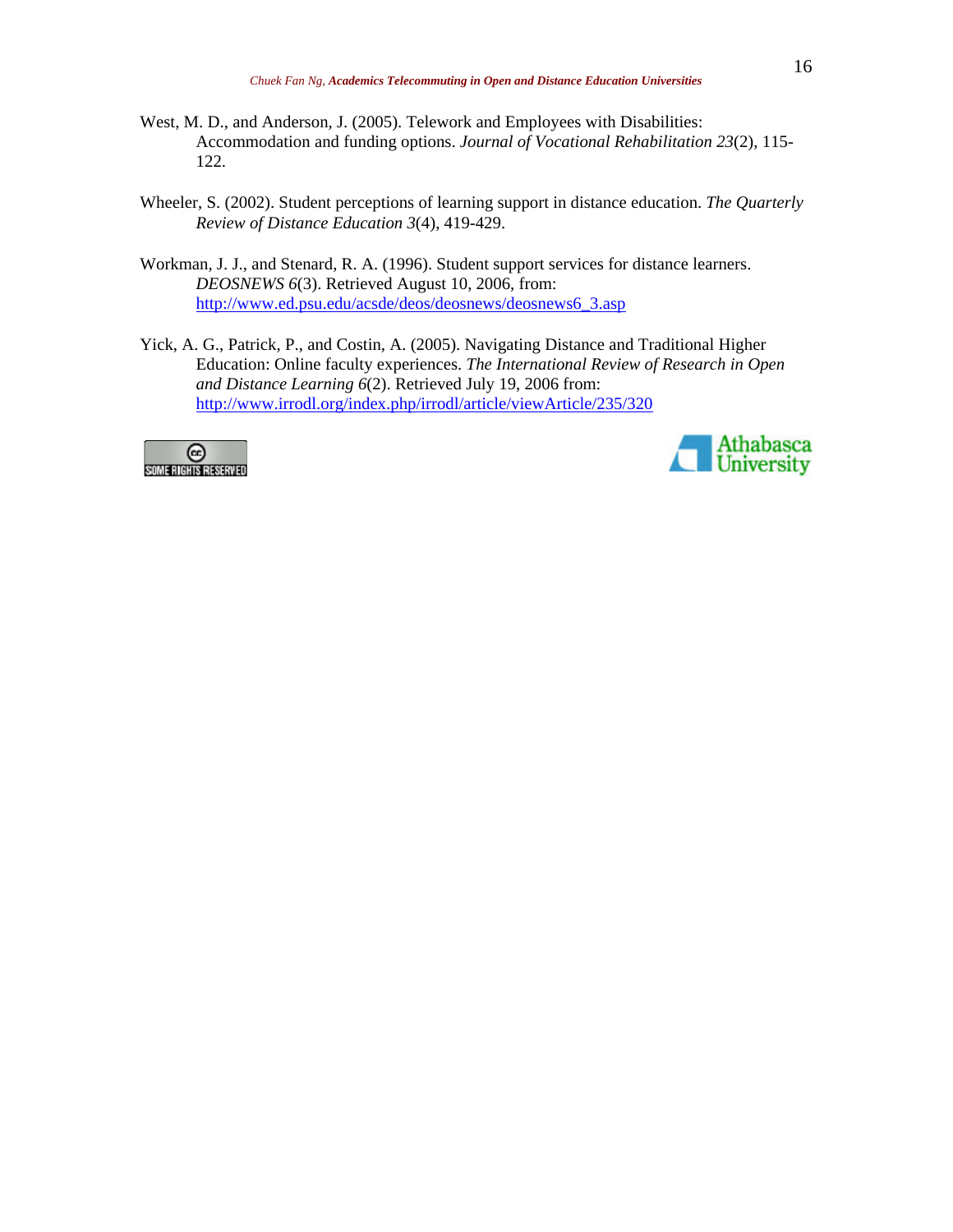West, M. D., and Anderson, J. (2005). Telework and Employees with Disabilities: Accommodation and funding options. *Journal of Vocational Rehabilitation 23*(2), 115-122.

Wheeler, S. (2002). Student perceptions of learning support in distance education. *The Quarterly Review of Distance Education 3*(4), 419-429.

Workman, J. J., and Stenard, R. A. (1996). Student support services for distance learners. *DEOSNEWS 6*(3). Retrieved August 10, 2006, from: http://www.ed.psu.edu/acsde/deos/deosnews/deosnews6_3.asp

Yick, A. G., Patrick, P., and Costin, A. (2005). Navigating Distance and Traditional Higher Education: Online faculty experiences. *The International Review of Research in Open and Distance Learning 6*(2). Retrieved July 19, 2006 from: http://www.irrodl.org/index.php/irrodl/article/viewArticle/235/320